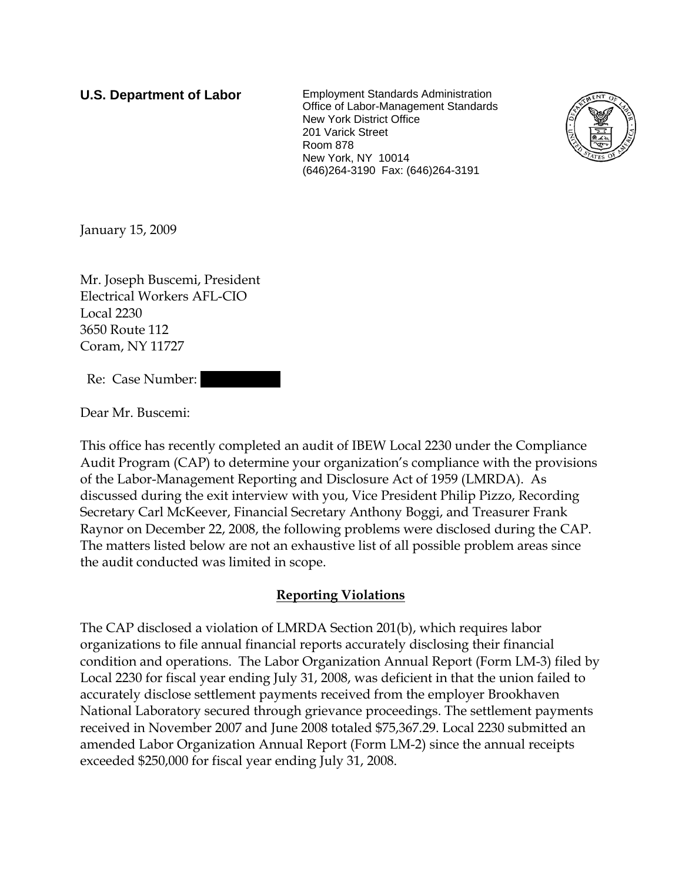**U.S. Department of Labor**

Employment Standards Administration
Office of Labor-Management Standards
New York District Office
201 Varick Street
Room 878
New York, NY 10014
(646)264-3190 Fax: (646)264-3191

January 15, 2009

Mr. Joseph Buscemi, President
Electrical Workers AFL-CIO
Local 2230
3650 Route 112
Coram, NY 11727

Re: Case Number: [REDACTED]

Dear Mr. Buscemi:

This office has recently completed an audit of IBEW Local 2230 under the Compliance Audit Program (CAP) to determine your organization's compliance with the provisions of the Labor-Management Reporting and Disclosure Act of 1959 (LMRDA). As discussed during the exit interview with you, Vice President Philip Pizzo, Recording Secretary Carl McKeever, Financial Secretary Anthony Boggi, and Treasurer Frank Raynor on December 22, 2008, the following problems were disclosed during the CAP. The matters listed below are not an exhaustive list of all possible problem areas since the audit conducted was limited in scope.

## Reporting Violations

The CAP disclosed a violation of LMRDA Section 201(b), which requires labor organizations to file annual financial reports accurately disclosing their financial condition and operations. The Labor Organization Annual Report (Form LM-3) filed by Local 2230 for fiscal year ending July 31, 2008, was deficient in that the union failed to accurately disclose settlement payments received from the employer Brookhaven National Laboratory secured through grievance proceedings. The settlement payments received in November 2007 and June 2008 totaled $75,367.29. Local 2230 submitted an amended Labor Organization Annual Report (Form LM-2) since the annual receipts exceeded $250,000 for fiscal year ending July 31, 2008.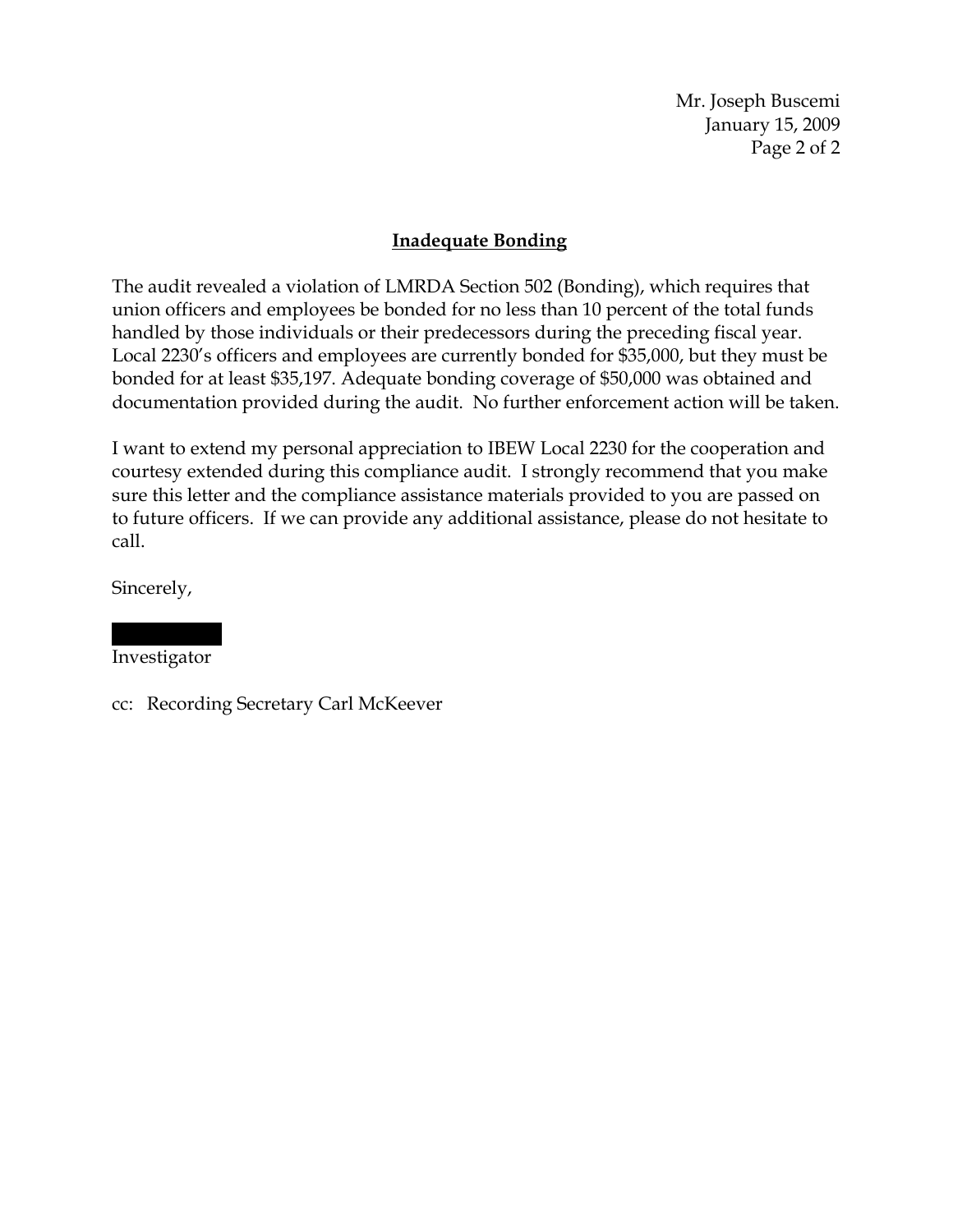## Inadequate Bonding

The audit revealed a violation of LMRDA Section 502 (Bonding), which requires that union officers and employees be bonded for no less than 10 percent of the total funds handled by those individuals or their predecessors during the preceding fiscal year. Local 2230's officers and employees are currently bonded for $35,000, but they must be bonded for at least $35,197. Adequate bonding coverage of $50,000 was obtained and documentation provided during the audit. No further enforcement action will be taken.

I want to extend my personal appreciation to IBEW Local 2230 for the cooperation and courtesy extended during this compliance audit. I strongly recommend that you make sure this letter and the compliance assistance materials provided to you are passed on to future officers. If we can provide any additional assistance, please do not hesitate to call.

Sincerely,

Investigator

cc: Recording Secretary Carl McKeever